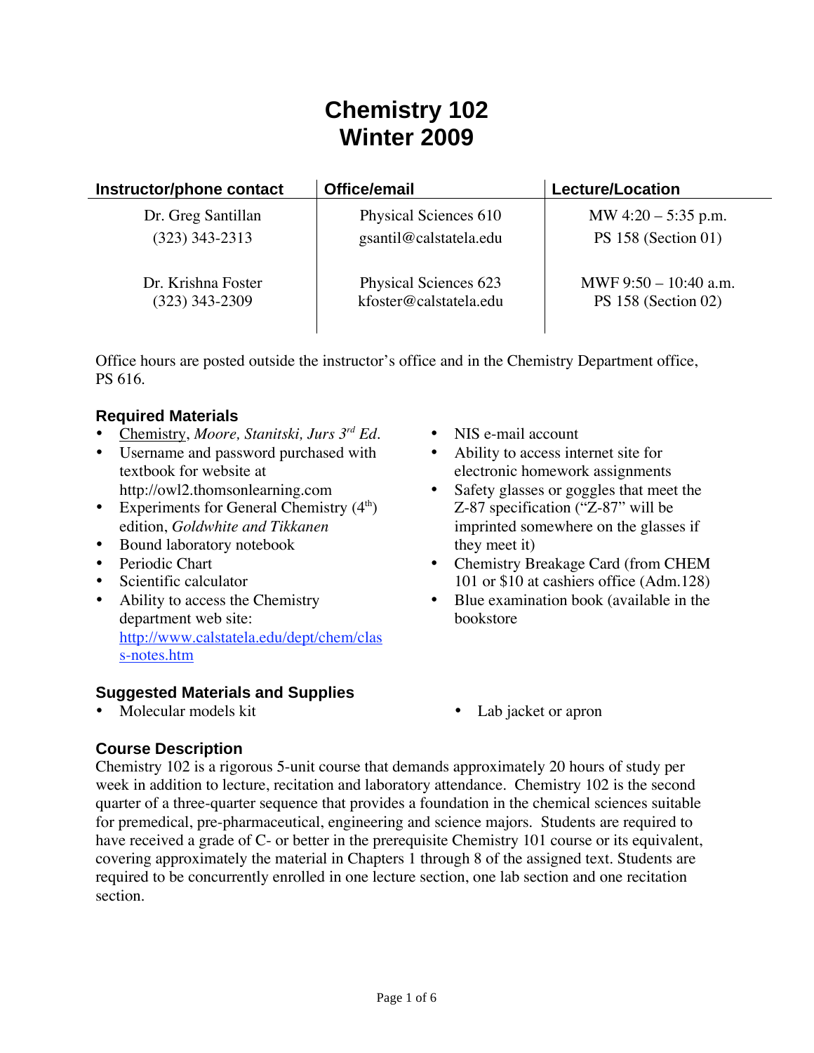# Chemistry 102
# Winter 2009

| Instructor/phone contact | Office/email | Lecture/Location |
|---|---|---|
| Dr. Greg Santillan<br>(323) 343-2313 | Physical Sciences 610<br>gsantil@calstatela.edu | MW 4:20 – 5:35 p.m.<br>PS 158 (Section 01) |
| Dr. Krishna Foster<br>(323) 343-2309 | Physical Sciences 623<br>kfoster@calstatela.edu | MWF 9:50 – 10:40 a.m.<br>PS 158 (Section 02) |

Office hours are posted outside the instructor's office and in the Chemistry Department office, PS 616.

### Required Materials

- Chemistry, *Moore, Stanitski, Jurs 3rd Ed.*
- Username and password purchased with textbook for website at http://owl2.thomsonlearning.com
- Experiments for General Chemistry (4th) edition, *Goldwhite and Tikkanen*
- Bound laboratory notebook
- Periodic Chart
- Scientific calculator
- Ability to access the Chemistry department web site: http://www.calstatela.edu/dept/chem/class-notes.htm
- NIS e-mail account
- Ability to access internet site for electronic homework assignments
- Safety glasses or goggles that meet the Z-87 specification ("Z-87" will be imprinted somewhere on the glasses if they meet it)
- Chemistry Breakage Card (from CHEM 101 or $10 at cashiers office (Adm.128)
- Blue examination book (available in the bookstore

### Suggested Materials and Supplies

- Molecular models kit
- Lab jacket or apron

### Course Description

Chemistry 102 is a rigorous 5-unit course that demands approximately 20 hours of study per week in addition to lecture, recitation and laboratory attendance. Chemistry 102 is the second quarter of a three-quarter sequence that provides a foundation in the chemical sciences suitable for premedical, pre-pharmaceutical, engineering and science majors. Students are required to have received a grade of C- or better in the prerequisite Chemistry 101 course or its equivalent, covering approximately the material in Chapters 1 through 8 of the assigned text. Students are required to be concurrently enrolled in one lecture section, one lab section and one recitation section.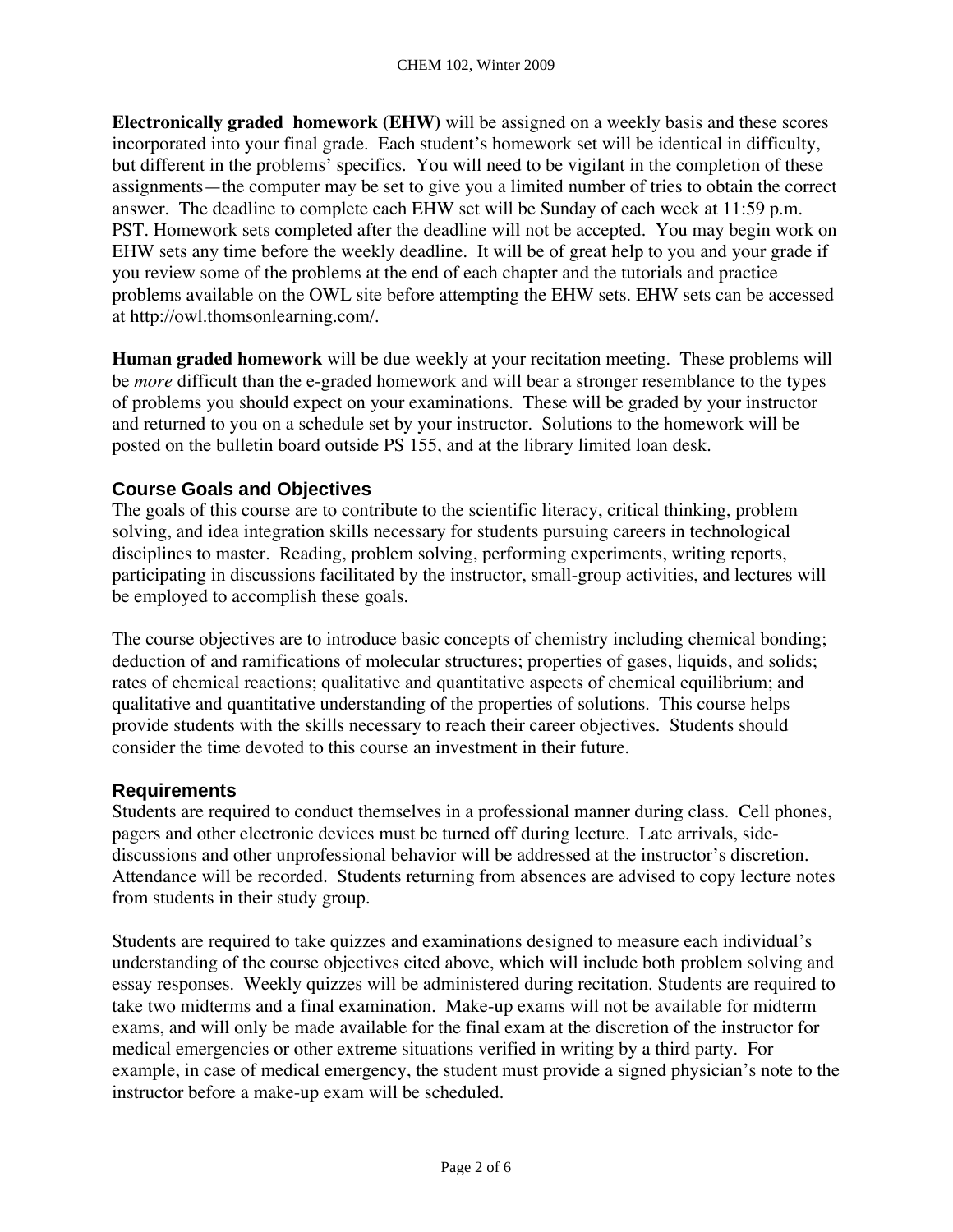**Electronically graded homework (EHW)** will be assigned on a weekly basis and these scores incorporated into your final grade. Each student's homework set will be identical in difficulty, but different in the problems' specifics. You will need to be vigilant in the completion of these assignments—the computer may be set to give you a limited number of tries to obtain the correct answer. The deadline to complete each EHW set will be Sunday of each week at 11:59 p.m. PST. Homework sets completed after the deadline will not be accepted. You may begin work on EHW sets any time before the weekly deadline. It will be of great help to you and your grade if you review some of the problems at the end of each chapter and the tutorials and practice problems available on the OWL site before attempting the EHW sets. EHW sets can be accessed at http://owl.thomsonlearning.com/.

**Human graded homework** will be due weekly at your recitation meeting. These problems will be *more* difficult than the e-graded homework and will bear a stronger resemblance to the types of problems you should expect on your examinations. These will be graded by your instructor and returned to you on a schedule set by your instructor. Solutions to the homework will be posted on the bulletin board outside PS 155, and at the library limited loan desk.

## Course Goals and Objectives

The goals of this course are to contribute to the scientific literacy, critical thinking, problem solving, and idea integration skills necessary for students pursuing careers in technological disciplines to master. Reading, problem solving, performing experiments, writing reports, participating in discussions facilitated by the instructor, small-group activities, and lectures will be employed to accomplish these goals.

The course objectives are to introduce basic concepts of chemistry including chemical bonding; deduction of and ramifications of molecular structures; properties of gases, liquids, and solids; rates of chemical reactions; qualitative and quantitative aspects of chemical equilibrium; and qualitative and quantitative understanding of the properties of solutions. This course helps provide students with the skills necessary to reach their career objectives. Students should consider the time devoted to this course an investment in their future.

## Requirements

Students are required to conduct themselves in a professional manner during class. Cell phones, pagers and other electronic devices must be turned off during lecture. Late arrivals, side-discussions and other unprofessional behavior will be addressed at the instructor's discretion. Attendance will be recorded. Students returning from absences are advised to copy lecture notes from students in their study group.

Students are required to take quizzes and examinations designed to measure each individual's understanding of the course objectives cited above, which will include both problem solving and essay responses. Weekly quizzes will be administered during recitation. Students are required to take two midterms and a final examination. Make-up exams will not be available for midterm exams, and will only be made available for the final exam at the discretion of the instructor for medical emergencies or other extreme situations verified in writing by a third party. For example, in case of medical emergency, the student must provide a signed physician's note to the instructor before a make-up exam will be scheduled.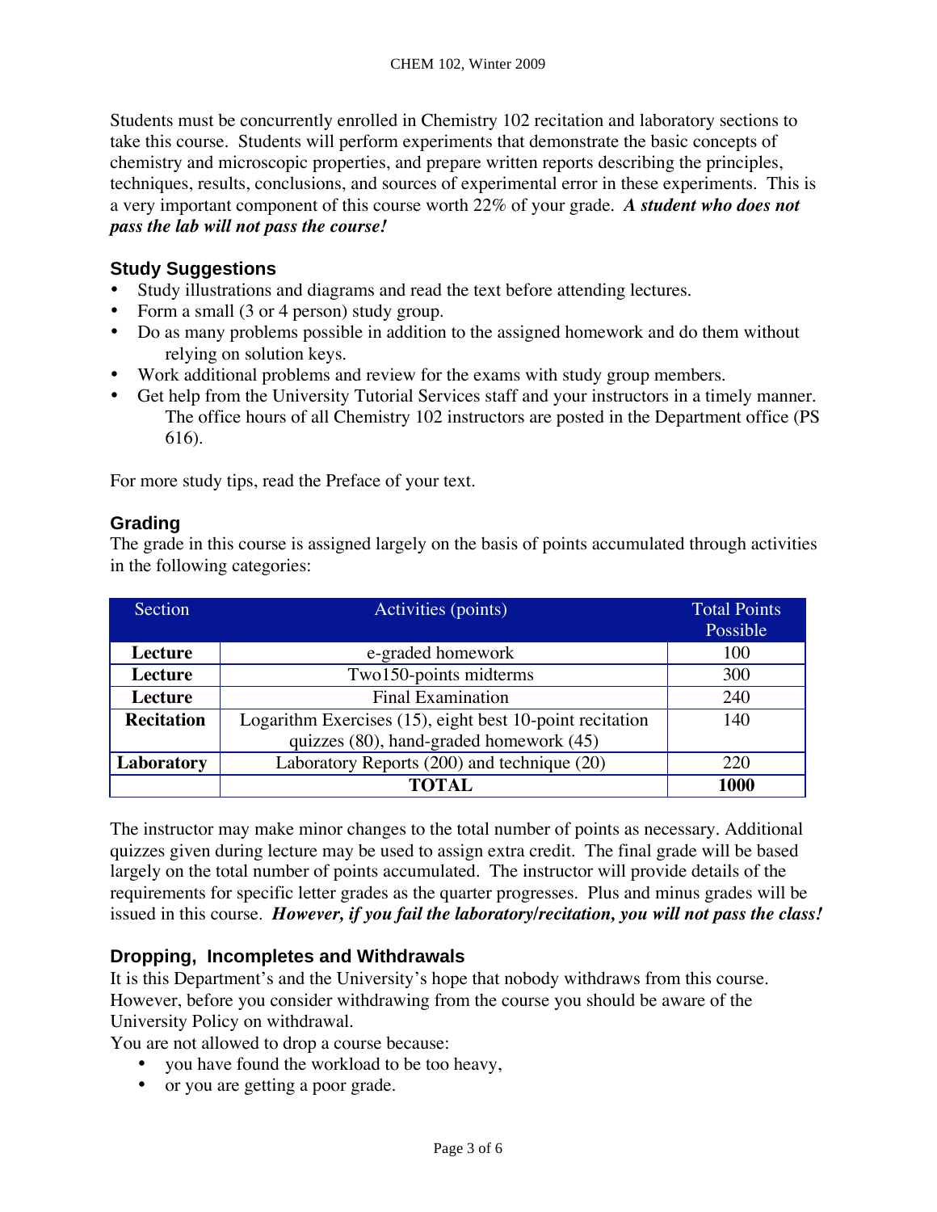Students must be concurrently enrolled in Chemistry 102 recitation and laboratory sections to take this course. Students will perform experiments that demonstrate the basic concepts of chemistry and microscopic properties, and prepare written reports describing the principles, techniques, results, conclusions, and sources of experimental error in these experiments. This is a very important component of this course worth 22% of your grade. ***A student who does not pass the lab will not pass the course!***

### Study Suggestions

- Study illustrations and diagrams and read the text before attending lectures.
- Form a small (3 or 4 person) study group.
- Do as many problems possible in addition to the assigned homework and do them without relying on solution keys.
- Work additional problems and review for the exams with study group members.
- Get help from the University Tutorial Services staff and your instructors in a timely manner. The office hours of all Chemistry 102 instructors are posted in the Department office (PS 616).

For more study tips, read the Preface of your text.

### Grading

The grade in this course is assigned largely on the basis of points accumulated through activities in the following categories:

| Section | Activities (points) | Total Points Possible |
|---|---|---|
| **Lecture** | e-graded homework | 100 |
| **Lecture** | Two150-points midterms | 300 |
| **Lecture** | Final Examination | 240 |
| **Recitation** | Logarithm Exercises (15), eight best 10-point recitation quizzes (80), hand-graded homework (45) | 140 |
| **Laboratory** | Laboratory Reports (200) and technique (20) | 220 |
| | **TOTAL** | **1000** |

The instructor may make minor changes to the total number of points as necessary. Additional quizzes given during lecture may be used to assign extra credit. The final grade will be based largely on the total number of points accumulated. The instructor will provide details of the requirements for specific letter grades as the quarter progresses. Plus and minus grades will be issued in this course. ***However, if you fail the laboratory/recitation, you will not pass the class!***

### Dropping, Incompletes and Withdrawals

It is this Department's and the University's hope that nobody withdraws from this course. However, before you consider withdrawing from the course you should be aware of the University Policy on withdrawal.

You are not allowed to drop a course because:

- you have found the workload to be too heavy,
- or you are getting a poor grade.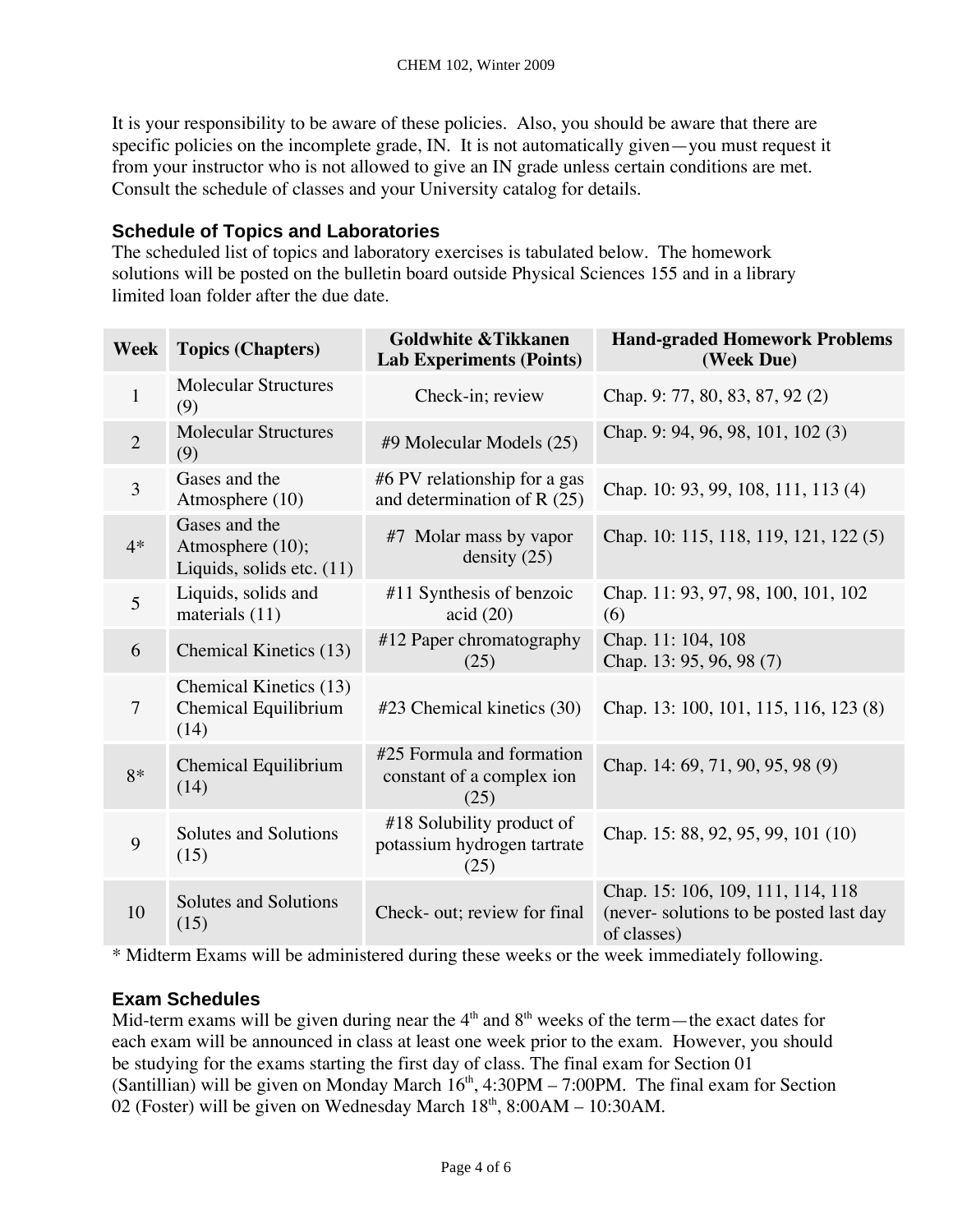It is your responsibility to be aware of these policies. Also, you should be aware that there are specific policies on the incomplete grade, IN. It is not automatically given—you must request it from your instructor who is not allowed to give an IN grade unless certain conditions are met. Consult the schedule of classes and your University catalog for details.

### Schedule of Topics and Laboratories

The scheduled list of topics and laboratory exercises is tabulated below. The homework solutions will be posted on the bulletin board outside Physical Sciences 155 and in a library limited loan folder after the due date.

| Week | Topics (Chapters) | Goldwhite &Tikkanen Lab Experiments (Points) | Hand-graded Homework Problems (Week Due) |
|---|---|---|---|
| 1 | Molecular Structures (9) | Check-in; review | Chap. 9: 77, 80, 83, 87, 92 (2) |
| 2 | Molecular Structures (9) | #9 Molecular Models (25) | Chap. 9: 94, 96, 98, 101, 102 (3) |
| 3 | Gases and the Atmosphere (10) | #6 PV relationship for a gas and determination of R (25) | Chap. 10: 93, 99, 108, 111, 113 (4) |
| 4* | Gases and the Atmosphere (10); Liquids, solids etc. (11) | #7 Molar mass by vapor density (25) | Chap. 10: 115, 118, 119, 121, 122 (5) |
| 5 | Liquids, solids and materials (11) | #11 Synthesis of benzoic acid (20) | Chap. 11: 93, 97, 98, 100, 101, 102 (6) |
| 6 | Chemical Kinetics (13) | #12 Paper chromatography (25) | Chap. 11: 104, 108<br>Chap. 13: 95, 96, 98 (7) |
| 7 | Chemical Kinetics (13)<br>Chemical Equilibrium (14) | #23 Chemical kinetics (30) | Chap. 13: 100, 101, 115, 116, 123 (8) |
| 8* | Chemical Equilibrium (14) | #25 Formula and formation constant of a complex ion (25) | Chap. 14: 69, 71, 90, 95, 98 (9) |
| 9 | Solutes and Solutions (15) | #18 Solubility product of potassium hydrogen tartrate (25) | Chap. 15: 88, 92, 95, 99, 101 (10) |
| 10 | Solutes and Solutions (15) | Check- out; review for final | Chap. 15: 106, 109, 111, 114, 118 (never- solutions to be posted last day of classes) |

* Midterm Exams will be administered during these weeks or the week immediately following.

### Exam Schedules

Mid-term exams will be given during near the 4th and 8th weeks of the term—the exact dates for each exam will be announced in class at least one week prior to the exam. However, you should be studying for the exams starting the first day of class. The final exam for Section 01 (Santillian) will be given on Monday March 16th, 4:30PM – 7:00PM. The final exam for Section 02 (Foster) will be given on Wednesday March 18th, 8:00AM – 10:30AM.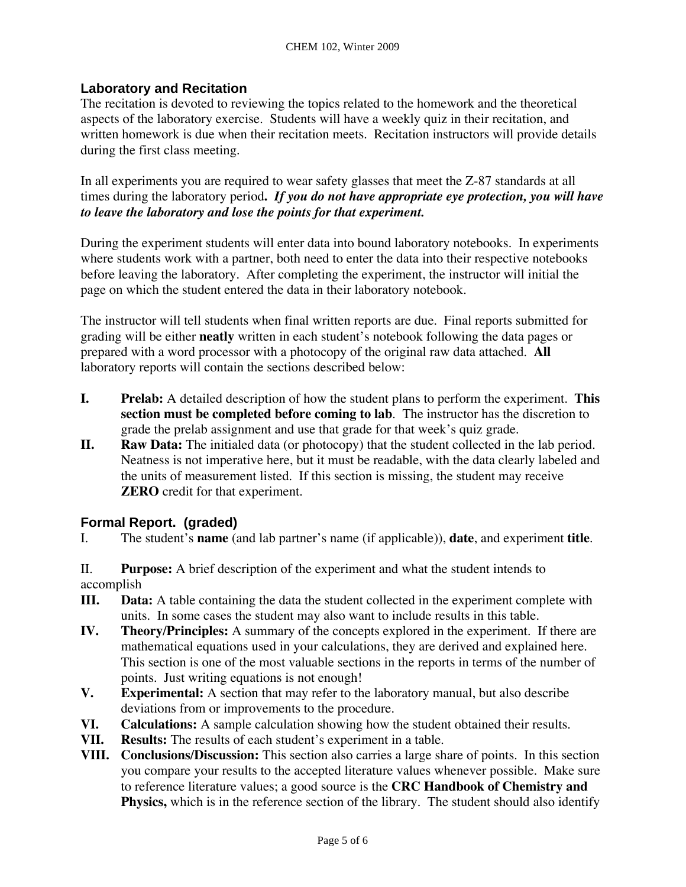## Laboratory and Recitation

The recitation is devoted to reviewing the topics related to the homework and the theoretical aspects of the laboratory exercise. Students will have a weekly quiz in their recitation, and written homework is due when their recitation meets. Recitation instructors will provide details during the first class meeting.

In all experiments you are required to wear safety glasses that meet the Z-87 standards at all times during the laboratory period**.** ***If you do not have appropriate eye protection, you will have to leave the laboratory and lose the points for that experiment.***

During the experiment students will enter data into bound laboratory notebooks. In experiments where students work with a partner, both need to enter the data into their respective notebooks before leaving the laboratory. After completing the experiment, the instructor will initial the page on which the student entered the data in their laboratory notebook.

The instructor will tell students when final written reports are due. Final reports submitted for grading will be either **neatly** written in each student's notebook following the data pages or prepared with a word processor with a photocopy of the original raw data attached. **All** laboratory reports will contain the sections described below:

- **I. Prelab:** A detailed description of how the student plans to perform the experiment. **This section must be completed before coming to lab**. The instructor has the discretion to grade the prelab assignment and use that grade for that week's quiz grade.
- **II. Raw Data:** The initialed data (or photocopy) that the student collected in the lab period. Neatness is not imperative here, but it must be readable, with the data clearly labeled and the units of measurement listed. If this section is missing, the student may receive **ZERO** credit for that experiment.

## Formal Report. (graded)

I. The student's **name** (and lab partner's name (if applicable)), **date**, and experiment **title**.

II. **Purpose:** A brief description of the experiment and what the student intends to accomplish

- **III. Data:** A table containing the data the student collected in the experiment complete with units. In some cases the student may also want to include results in this table.
- **IV. Theory/Principles:** A summary of the concepts explored in the experiment. If there are mathematical equations used in your calculations, they are derived and explained here. This section is one of the most valuable sections in the reports in terms of the number of points. Just writing equations is not enough!
- **V. Experimental:** A section that may refer to the laboratory manual, but also describe deviations from or improvements to the procedure.
- **VI. Calculations:** A sample calculation showing how the student obtained their results.
- **VII. Results:** The results of each student's experiment in a table.
- **VIII. Conclusions/Discussion:** This section also carries a large share of points. In this section you compare your results to the accepted literature values whenever possible. Make sure to reference literature values; a good source is the **CRC Handbook of Chemistry and Physics,** which is in the reference section of the library. The student should also identify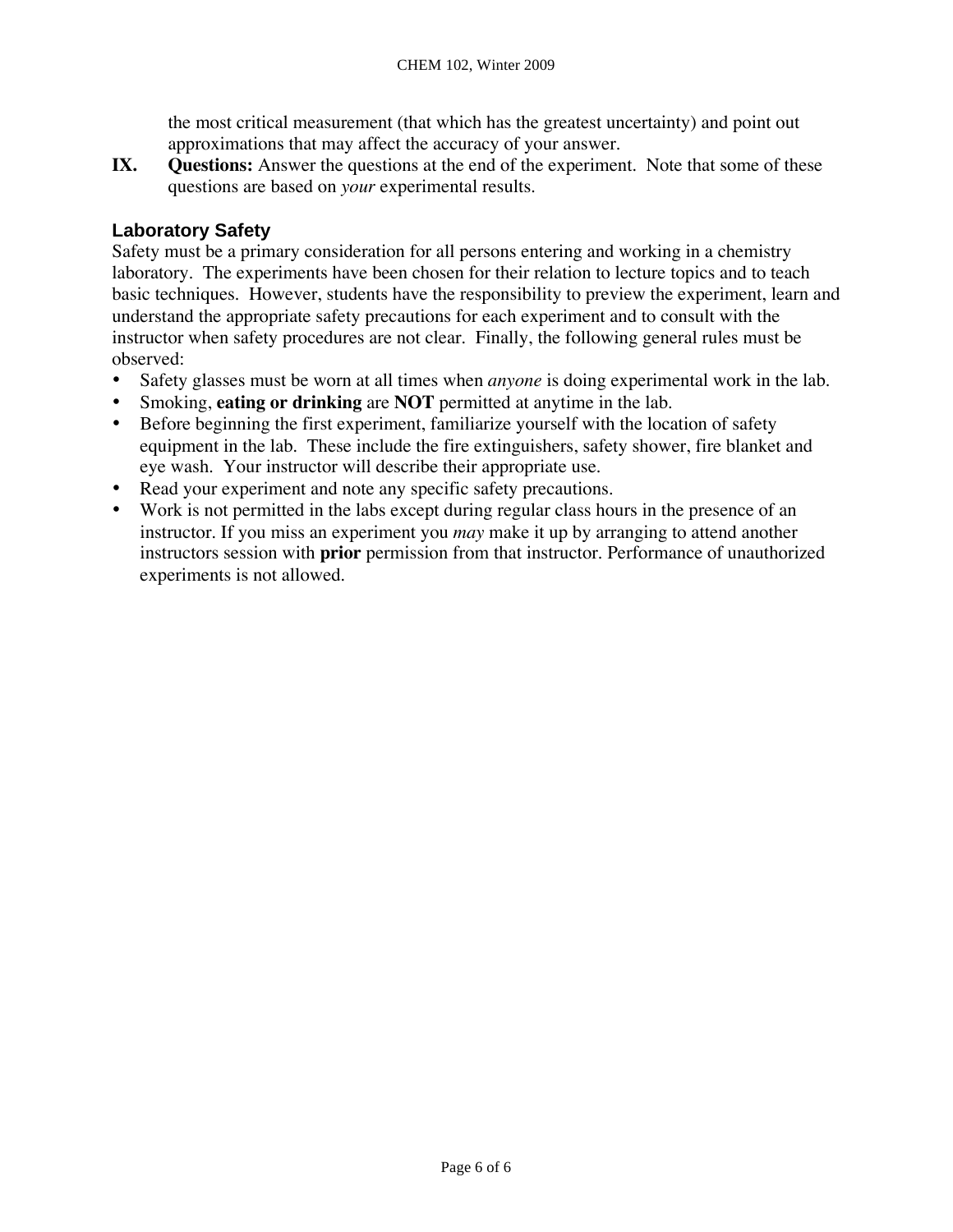the most critical measurement (that which has the greatest uncertainty) and point out approximations that may affect the accuracy of your answer.

**IX.** **Questions:** Answer the questions at the end of the experiment. Note that some of these questions are based on *your* experimental results.

### Laboratory Safety

Safety must be a primary consideration for all persons entering and working in a chemistry laboratory. The experiments have been chosen for their relation to lecture topics and to teach basic techniques. However, students have the responsibility to preview the experiment, learn and understand the appropriate safety precautions for each experiment and to consult with the instructor when safety procedures are not clear. Finally, the following general rules must be observed:

- Safety glasses must be worn at all times when *anyone* is doing experimental work in the lab.
- Smoking, **eating or drinking** are **NOT** permitted at anytime in the lab.
- Before beginning the first experiment, familiarize yourself with the location of safety equipment in the lab. These include the fire extinguishers, safety shower, fire blanket and eye wash. Your instructor will describe their appropriate use.
- Read your experiment and note any specific safety precautions.
- Work is not permitted in the labs except during regular class hours in the presence of an instructor. If you miss an experiment you *may* make it up by arranging to attend another instructors session with **prior** permission from that instructor. Performance of unauthorized experiments is not allowed.